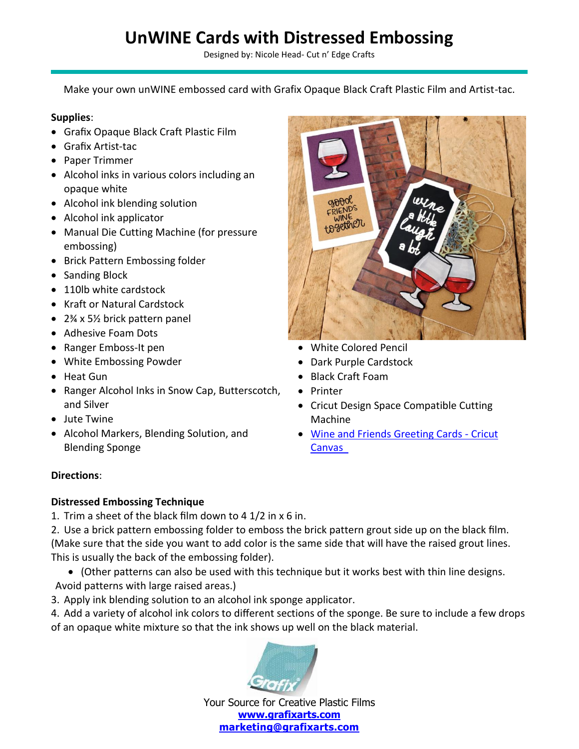# UnWINE Cards with Distressed Embossing

Designed by: Nicole Head- Cut n' Edge Crafts

Make your own unWINE embossed card with Grafix Opaque Black Craft Plastic Film and Artist-tac.

**Supplies**:

- Grafix Opaque Black Craft Plastic Film
- Grafix Artist-tac
- Paper Trimmer
- Alcohol inks in various colors including an opaque white
- Alcohol ink blending solution
- Alcohol ink applicator
- Manual Die Cutting Machine (for pressure embossing)
- Brick Pattern Embossing folder
- Sanding Block
- 110lb white cardstock
- Kraft or Natural Cardstock
- 2¾ x 5½ brick pattern panel
- Adhesive Foam Dots
- Ranger Emboss-It pen
- White Embossing Powder
- Heat Gun
- Ranger Alcohol Inks in Snow Cap, Butterscotch, and Silver
- Jute Twine
- Alcohol Markers, Blending Solution, and Blending Sponge
- White Colored Pencil
- Dark Purple Cardstock
- Black Craft Foam
- Printer
- Cricut Design Space Compatible Cutting Machine
- [Wine and Friends Greeting Cards - Cricut Canvas](#)

**Directions**:

**Distressed Embossing Technique**

1. Trim a sheet of the black film down to 4 1/2 in x 6 in.
2. Use a brick pattern embossing folder to emboss the brick pattern grout side up on the black film. (Make sure that the side you want to add color is the same side that will have the raised grout lines. This is usually the back of the embossing folder).
   - (Other patterns can also be used with this technique but it works best with thin line designs. Avoid patterns with large raised areas.)
3. Apply ink blending solution to an alcohol ink sponge applicator.
4. Add a variety of alcohol ink colors to different sections of the sponge. Be sure to include a few drops of an opaque white mixture so that the ink shows up well on the black material.

Your Source for Creative Plastic Films
**www.grafixarts.com**
**marketing@grafixarts.com**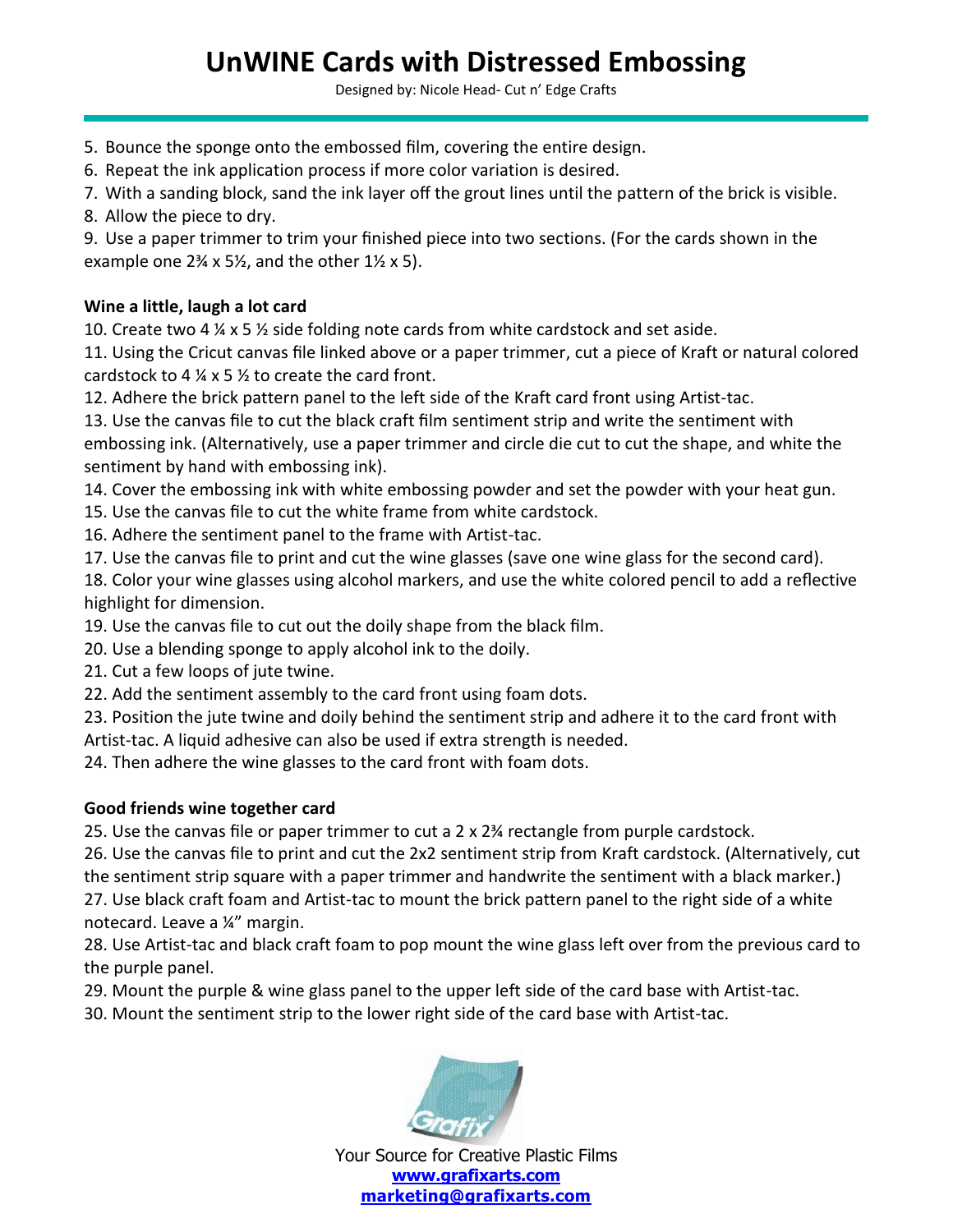5. Bounce the sponge onto the embossed film, covering the entire design.
6. Repeat the ink application process if more color variation is desired.
7. With a sanding block, sand the ink layer off the grout lines until the pattern of the brick is visible.
8. Allow the piece to dry.
9. Use a paper trimmer to trim your finished piece into two sections. (For the cards shown in the example one 2¾ x 5½, and the other 1½ x 5).

**Wine a little, laugh a lot card**

10. Create two 4 ¼ x 5 ½ side folding note cards from white cardstock and set aside.
11. Using the Cricut canvas file linked above or a paper trimmer, cut a piece of Kraft or natural colored cardstock to 4 ¼ x 5 ½ to create the card front.
12. Adhere the brick pattern panel to the left side of the Kraft card front using Artist-tac.
13. Use the canvas file to cut the black craft film sentiment strip and write the sentiment with embossing ink. (Alternatively, use a paper trimmer and circle die cut to cut the shape, and white the sentiment by hand with embossing ink).
14. Cover the embossing ink with white embossing powder and set the powder with your heat gun.
15. Use the canvas file to cut the white frame from white cardstock.
16. Adhere the sentiment panel to the frame with Artist-tac.
17. Use the canvas file to print and cut the wine glasses (save one wine glass for the second card).
18. Color your wine glasses using alcohol markers, and use the white colored pencil to add a reflective highlight for dimension.
19. Use the canvas file to cut out the doily shape from the black film.
20. Use a blending sponge to apply alcohol ink to the doily.
21. Cut a few loops of jute twine.
22. Add the sentiment assembly to the card front using foam dots.
23. Position the jute twine and doily behind the sentiment strip and adhere it to the card front with Artist-tac. A liquid adhesive can also be used if extra strength is needed.
24. Then adhere the wine glasses to the card front with foam dots.

**Good friends wine together card**

25. Use the canvas file or paper trimmer to cut a 2 x 2¾ rectangle from purple cardstock.
26. Use the canvas file to print and cut the 2x2 sentiment strip from Kraft cardstock. (Alternatively, cut the sentiment strip square with a paper trimmer and handwrite the sentiment with a black marker.)
27. Use black craft foam and Artist-tac to mount the brick pattern panel to the right side of a white notecard. Leave a ¼" margin.
28. Use Artist-tac and black craft foam to pop mount the wine glass left over from the previous card to the purple panel.
29. Mount the purple & wine glass panel to the upper left side of the card base with Artist-tac.
30. Mount the sentiment strip to the lower right side of the card base with Artist-tac.

Your Source for Creative Plastic Films
**www.grafixarts.com**
**marketing@grafixarts.com**